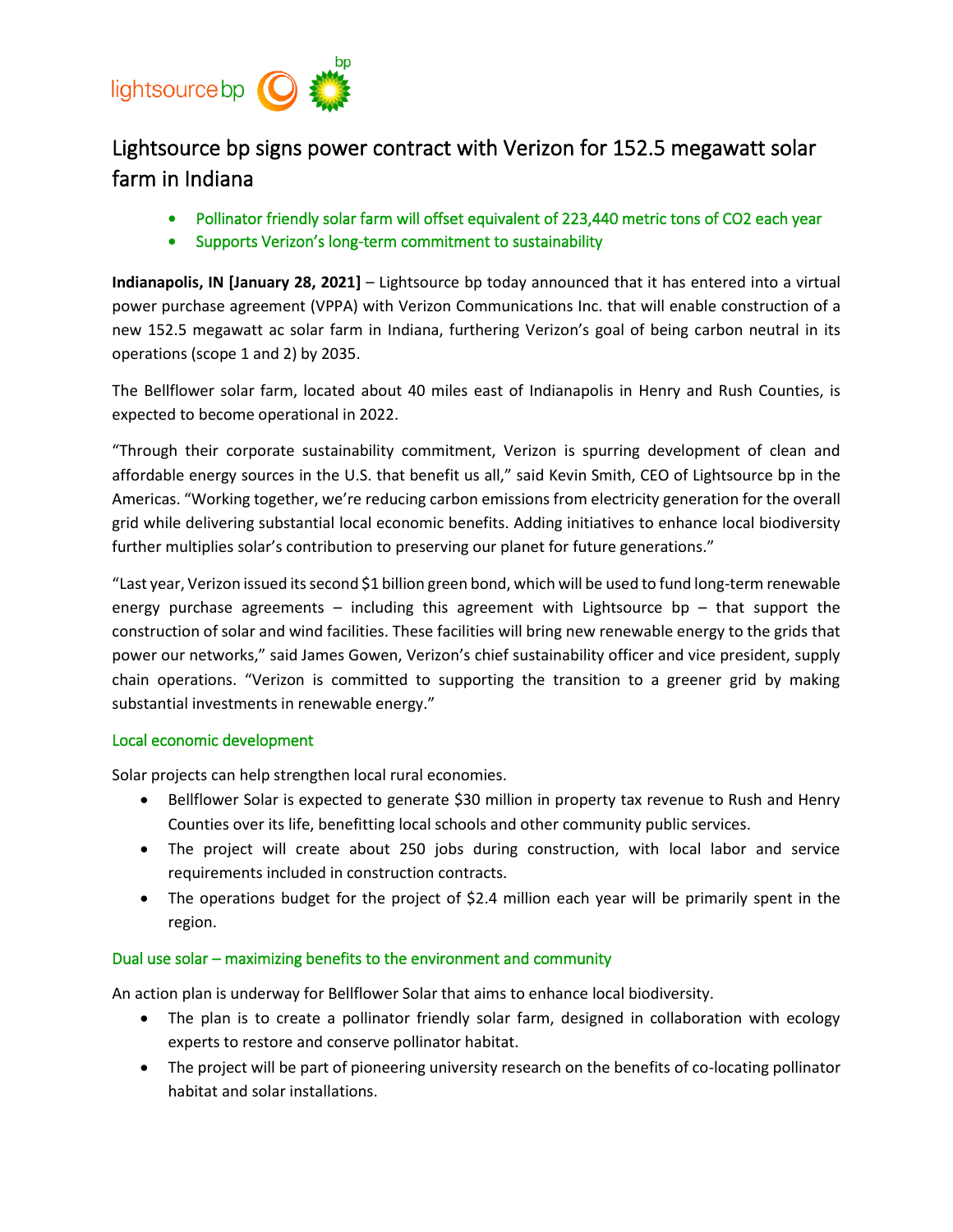# Lightsource bp signs power contract with Verizon for 152.5 megawatt solar farm in Indiana

- Pollinator friendly solar farm will offset equivalent of 223,440 metric tons of CO2 each year
- Supports Verizon's long-term commitment to sustainability

**Indianapolis, IN [January 28, 2021]** – Lightsource bp today announced that it has entered into a virtual power purchase agreement (VPPA) with Verizon Communications Inc. that will enable construction of a new 152.5 megawatt ac solar farm in Indiana, furthering Verizon's goal of being carbon neutral in its operations (scope 1 and 2) by 2035.

The Bellflower solar farm, located about 40 miles east of Indianapolis in Henry and Rush Counties, is expected to become operational in 2022.

"Through their corporate sustainability commitment, Verizon is spurring development of clean and affordable energy sources in the U.S. that benefit us all," said Kevin Smith, CEO of Lightsource bp in the Americas. "Working together, we're reducing carbon emissions from electricity generation for the overall grid while delivering substantial local economic benefits. Adding initiatives to enhance local biodiversity further multiplies solar's contribution to preserving our planet for future generations."

"Last year, Verizon issued its second $1 billion green bond, which will be used to fund long-term renewable energy purchase agreements – including this agreement with Lightsource bp – that support the construction of solar and wind facilities. These facilities will bring new renewable energy to the grids that power our networks," said James Gowen, Verizon's chief sustainability officer and vice president, supply chain operations. "Verizon is committed to supporting the transition to a greener grid by making substantial investments in renewable energy."

## Local economic development

Solar projects can help strengthen local rural economies.

- Bellflower Solar is expected to generate $30 million in property tax revenue to Rush and Henry Counties over its life, benefitting local schools and other community public services.
- The project will create about 250 jobs during construction, with local labor and service requirements included in construction contracts.
- The operations budget for the project of $2.4 million each year will be primarily spent in the region.

## Dual use solar – maximizing benefits to the environment and community

An action plan is underway for Bellflower Solar that aims to enhance local biodiversity.

- The plan is to create a pollinator friendly solar farm, designed in collaboration with ecology experts to restore and conserve pollinator habitat.
- The project will be part of pioneering university research on the benefits of co-locating pollinator habitat and solar installations.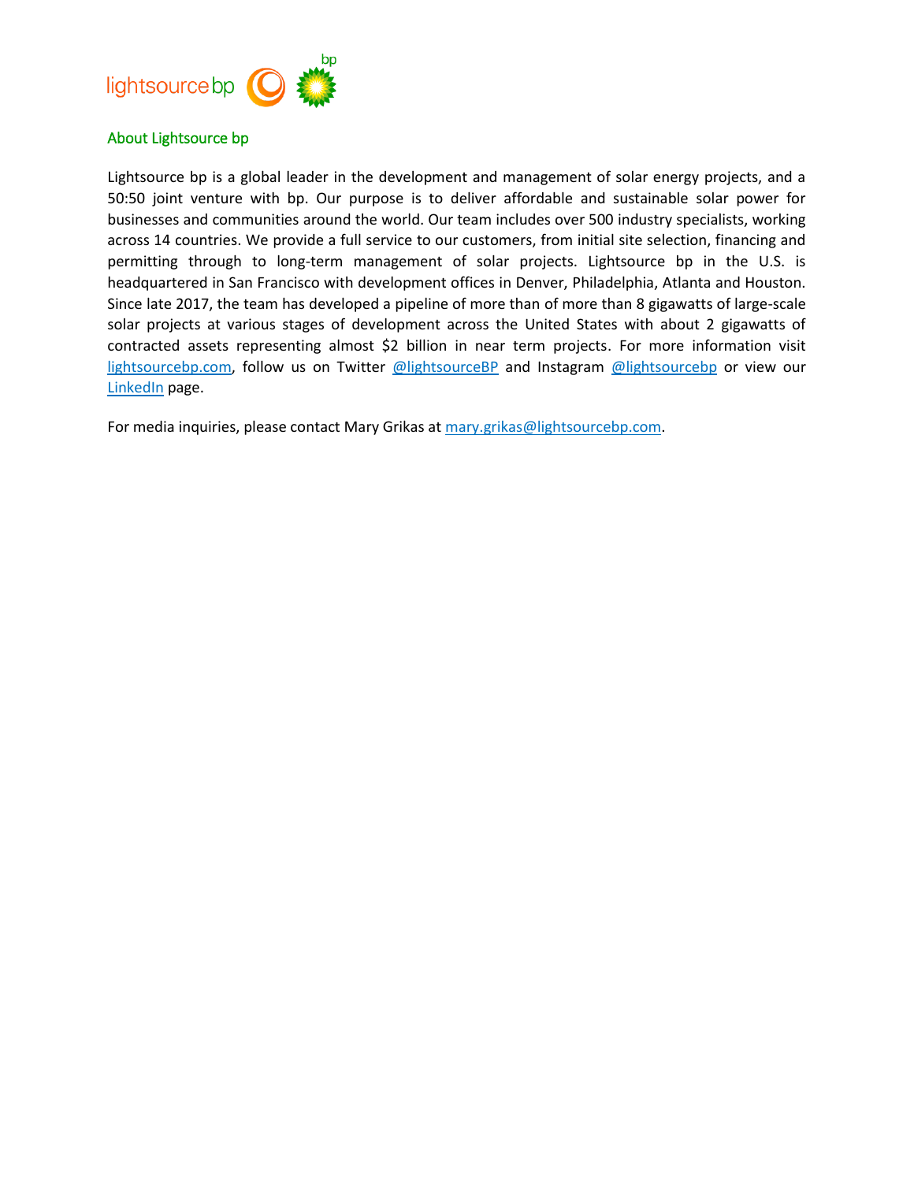## About Lightsource bp

Lightsource bp is a global leader in the development and management of solar energy projects, and a 50:50 joint venture with bp. Our purpose is to deliver affordable and sustainable solar power for businesses and communities around the world. Our team includes over 500 industry specialists, working across 14 countries. We provide a full service to our customers, from initial site selection, financing and permitting through to long-term management of solar projects. Lightsource bp in the U.S. is headquartered in San Francisco with development offices in Denver, Philadelphia, Atlanta and Houston. Since late 2017, the team has developed a pipeline of more than of more than 8 gigawatts of large-scale solar projects at various stages of development across the United States with about 2 gigawatts of contracted assets representing almost $2 billion in near term projects. For more information visit lightsourcebp.com, follow us on Twitter @lightsourceBP and Instagram @lightsourcebp or view our LinkedIn page.

For media inquiries, please contact Mary Grikas at mary.grikas@lightsourcebp.com.